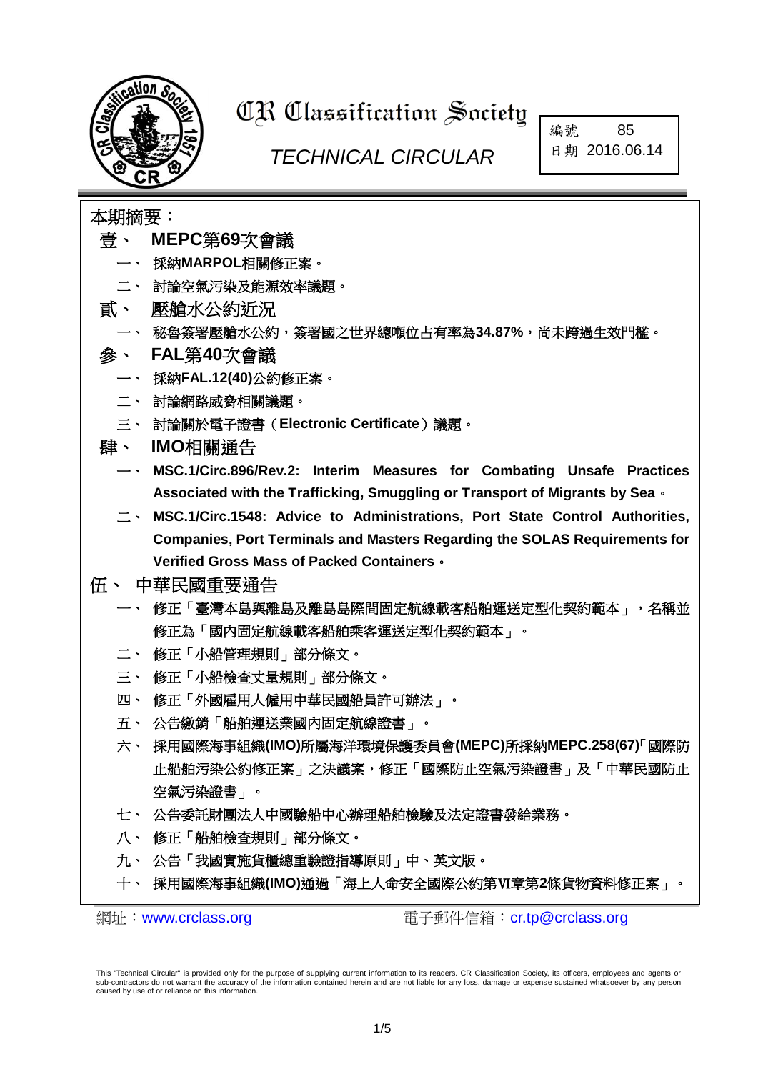# CR Classification Society

## *TECHNICAL CIRCULAR*

| 編號 | 85 |
|---|---|
| 日期 | 2016.06.14 |

**本期摘要：**

**壹、 MEPC第69次會議**

一、 採納**MARPOL**相關修正案。

二、 討論空氣污染及能源效率議題。

**貳、 壓艙水公約近況**

一、 秘魯簽署壓艙水公約，簽署國之世界總噸位占有率為**34.87%**，尚未跨過生效門檻。

**參、 FAL第40次會議**

一、 採納**FAL.12(40)**公約修正案。

二、 討論網路威脅相關議題。

三、 討論關於電子證書（**Electronic Certificate**）議題。

**肆、 IMO相關通告**

一、 **MSC.1/Circ.896/Rev.2: Interim Measures for Combating Unsafe Practices Associated with the Trafficking, Smuggling or Transport of Migrants by Sea**。

二、 **MSC.1/Circ.1548: Advice to Administrations, Port State Control Authorities, Companies, Port Terminals and Masters Regarding the SOLAS Requirements for Verified Gross Mass of Packed Containers**。

**伍、 中華民國重要通告**

一、 修正「臺灣本島與離島及離島島際間固定航線載客船舶運送定型化契約範本」，名稱並修正為「國內固定航線載客船舶乘客運送定型化契約範本」。

二、 修正「小船管理規則」部分條文。

三、 修正「小船檢查丈量規則」部分條文。

四、 修正「外國雇用人僱用中華民國船員許可辦法」。

五、 公告繳銷「船舶運送業國內固定航線證書」。

六、 採用國際海事組織(IMO)所屬海洋環境保護委員會(MEPC)所採納MEPC.258(67)「國際防止船舶污染公約修正案」之決議案，修正「國際防止空氣污染證書」及「中華民國防止空氣污染證書」。

七、 公告委託財團法人中國驗船中心辦理船舶檢驗及法定證書發給業務。

八、 修正「船舶檢查規則」部分條文。

九、 公告「我國實施貨櫃總重驗證指導原則」中、英文版。

十、 採用國際海事組織(IMO)通過「海上人命安全國際公約第VI章第2條貨物資料修正案」。

網址：www.crclass.org　　　　電子郵件信箱：cr.tp@crclass.org

This "Technical Circular" is provided only for the purpose of supplying current information to its readers. CR Classification Society, its officers, employees and agents or sub-contractors do not warrant the accuracy of the information contained herein and are not liable for any loss, damage or expense sustained whatsoever by any person caused by use of or reliance on this information.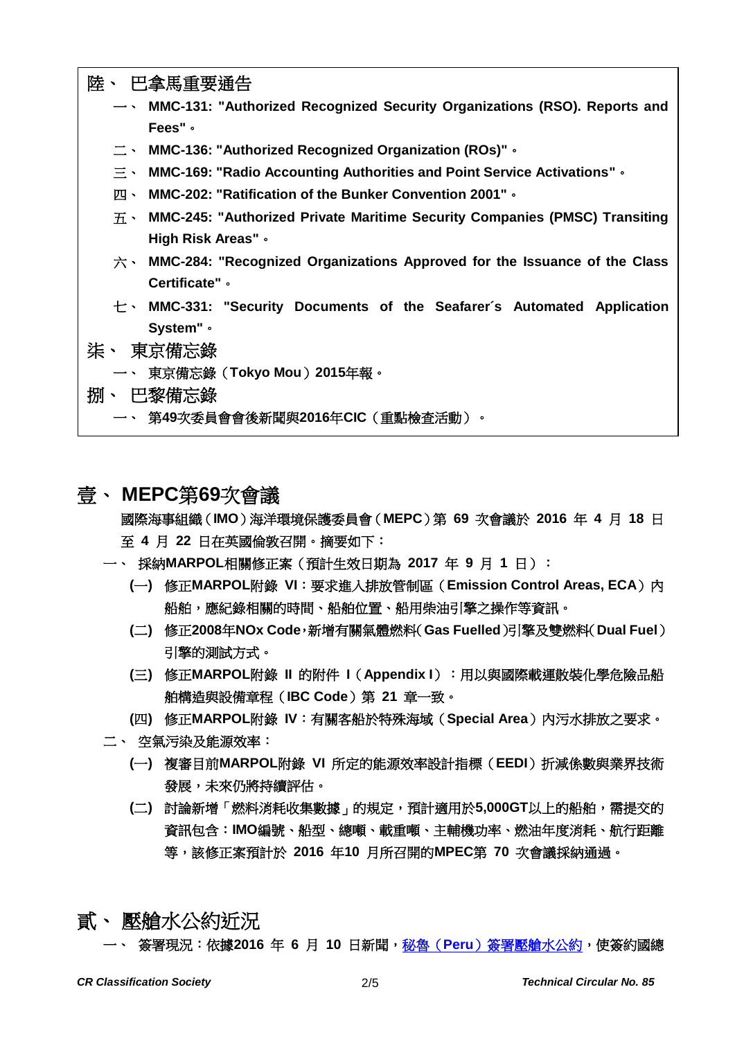陸、 巴拿馬重要通告

一、 **MMC-131: "Authorized Recognized Security Organizations (RSO). Reports and Fees"。**

二、 **MMC-136: "Authorized Recognized Organization (ROs)"。**

三、 **MMC-169: "Radio Accounting Authorities and Point Service Activations"。**

四、 **MMC-202: "Ratification of the Bunker Convention 2001"。**

五、 **MMC-245: "Authorized Private Maritime Security Companies (PMSC) Transiting High Risk Areas"。**

六、 **MMC-284: "Recognized Organizations Approved for the Issuance of the Class Certificate"。**

七、 **MMC-331: "Security Documents of the Seafarer´s Automated Application System"。**

柒、 東京備忘錄

一、 東京備忘錄（**Tokyo Mou**）**2015**年報。

捌、 巴黎備忘錄

一、 第**49**次委員會會後新聞與**2016**年**CIC**（重點檢查活動）。

# 壹、 MEPC第69次會議

國際海事組織（**IMO**）海洋環境保護委員會（**MEPC**）第 **69** 次會議於 **2016** 年 **4** 月 **18** 日至 **4** 月 **22** 日在英國倫敦召開。摘要如下：

一、 採納**MARPOL**相關修正案（預計生效日期為 **2017** 年 **9** 月 **1** 日）：

**(一)** 修正**MARPOL**附錄 **VI**：要求進入排放管制區（**Emission Control Areas, ECA**）內船舶，應紀錄相關的時間、船舶位置、船用柴油引擎之操作等資訊。

**(二)** 修正**2008**年**NOx Code**，新增有關氣體燃料(**Gas Fuelled**)引擎及雙燃料(**Dual Fuel**)引擎的測試方式。

**(三)** 修正**MARPOL**附錄 **II** 的附件 **I**（**Appendix I**）：用以與國際載運散裝化學危險品船舶構造與設備章程（**IBC Code**）第 **21** 章一致。

**(四)** 修正**MARPOL**附錄 **IV**：有關客船於特殊海域（**Special Area**）內污水排放之要求。

二、 空氣污染及能源效率：

**(一)** 複審目前**MARPOL**附錄 **VI** 所定的能源效率設計指標（**EEDI**）折減係數與業界技術發展，未來仍將持續評估。

**(二)** 討論新增「燃料消耗收集數據」的規定，預計適用於**5,000GT**以上的船舶，需提交的資訊包含：**IMO**編號、船型、總噸、載重噸、主輔機功率、燃油年度消耗、航行距離等，該修正案預計於 **2016** 年**10** 月所召開的**MPEC**第 **70** 次會議採納通過。

# 貳、 壓艙水公約近況

一、 簽署現況：依據**2016** 年 **6** 月 **10** 日新聞，秘魯（**Peru**）簽署壓艙水公約，使簽約國總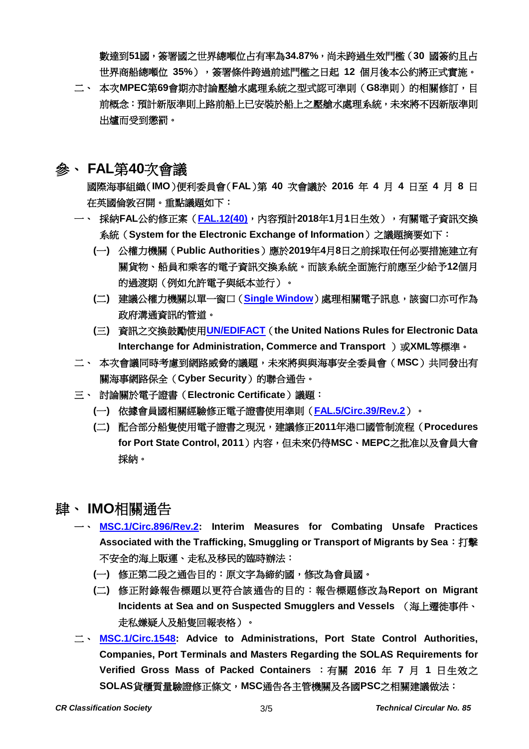數達到**51**國，簽署國之世界總噸位占有率為**34.87%**，尚未跨過生效門檻（**30** 國簽約且占世界商船總噸位 **35%**），簽署條件跨過前述門檻之日起 **12** 個月後本公約將正式實施。

二、 本次**MPEC**第**69**會期亦討論壓艙水處理系統之型式認可準則（**G8**準則）的相關修訂，目前概念：預計新版準則上路前船上已安裝於船上之壓艙水處理系統，未來將不因新版準則出爐而受到懲罰。

# 參、 FAL第40次會議

國際海事組織（**IMO**）便利委員會（**FAL**）第 **40** 次會議於 **2016** 年 **4** 月 **4** 日至 **4** 月 **8** 日在英國倫敦召開。重點議題如下：

一、 採納**FAL**公約修正案（**FAL.12(40)**，內容預計**2018**年**1**月**1**日生效），有關電子資訊交換系統（**System for the Electronic Exchange of Information**）之議題摘要如下：

**(一)** 公權力機關（**Public Authorities**）應於**2019**年**4**月**8**日之前採取任何必要措施建立有關貨物、船員和乘客的電子資訊交換系統。而該系統全面施行前應至少給予**12**個月的過渡期（例如允許電子與紙本並行）。

**(二)** 建議公權力機關以單一窗口（**Single Window**）處理相關電子訊息，該窗口亦可作為政府溝通資訊的管道。

**(三)** 資訊之交換鼓勵使用**UN/EDIFACT**（**the United Nations Rules for Electronic Data Interchange for Administration, Commerce and Transport** ）或**XML**等標準。

二、 本次會議同時考慮到網路威脅的議題，未來將與與海事安全委員會（**MSC**）共同發出有關海事網路保全（**Cyber Security**）的聯合通告。

三、 討論關於電子證書（**Electronic Certificate**）議題：

**(一)** 依據會員國相關經驗修正電子證書使用準則（**FAL.5/Circ.39/Rev.2**）。

**(二)** 配合部分船隻使用電子證書之現況，建議修正**2011**年港口國管制流程（**Procedures for Port State Control, 2011**）內容，但未來仍待**MSC**、**MEPC**之批准以及會員大會採納。

# 肆、 IMO相關通告

一、 **MSC.1/Circ.896/Rev.2: Interim Measures for Combating Unsafe Practices Associated with the Trafficking, Smuggling or Transport of Migrants by Sea**：打擊不安全的海上販運、走私及移民的臨時辦法：

**(一)** 修正第二段之通告目的：原文字為締約國，修改為會員國。

**(二)** 修正附錄報告標題以更符合該通告的目的：報告標題修改為**Report on Migrant Incidents at Sea and on Suspected Smugglers and Vessels** （海上遷徙事件、走私嫌疑人及船隻回報表格）。

二、 **MSC.1/Circ.1548: Advice to Administrations, Port State Control Authorities, Companies, Port Terminals and Masters Regarding the SOLAS Requirements for Verified Gross Mass of Packed Containers** ：有關 **2016** 年 **7** 月 **1** 日生效之**SOLAS**貨櫃質量驗證修正條文，**MSC**通告各主管機關及各國**PSC**之相關建議做法：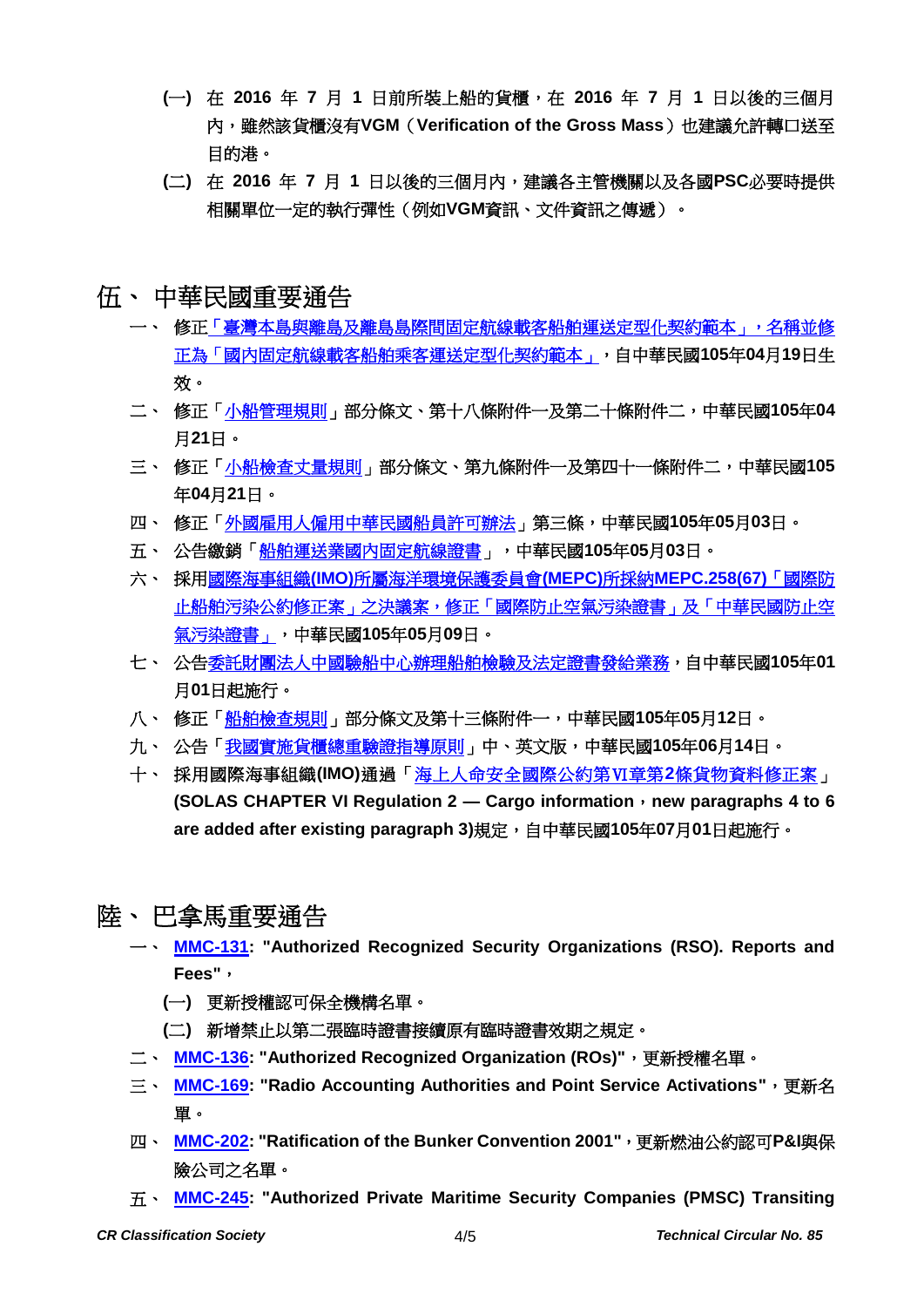(一) 在 **2016** 年 **7** 月 **1** 日前所裝上船的貨櫃，在 **2016** 年 **7** 月 **1** 日以後的三個月內，雖然該貨櫃沒有**VGM**（**Verification of the Gross Mass**）也建議允許轉口送至目的港。

(二) 在 **2016** 年 **7** 月 **1** 日以後的三個月內，建議各主管機關以及各國**PSC**必要時提供相關單位一定的執行彈性（例如**VGM**資訊、文件資訊之傳遞）。

## 伍、 中華民國重要通告

一、 修正「臺灣本島與離島及離島島際間固定航線載客船舶運送定型化契約範本」，名稱並修正為「國內固定航線載客船舶乘客運送定型化契約範本」，自中華民國**105**年**04**月**19**日生效。

二、 修正「小船管理規則」部分條文、第十八條附件一及第二十條附件二，中華民國**105**年**04**月**21**日。

三、 修正「小船檢查丈量規則」部分條文、第九條附件一及第四十一條附件二，中華民國**105**年**04**月**21**日。

四、 修正「外國雇用人僱用中華民國船員許可辦法」第三條，中華民國**105**年**05**月**03**日。

五、 公告繳銷「船舶運送業國內固定航線證書」，中華民國**105**年**05**月**03**日。

六、 採用國際海事組織(IMO)所屬海洋環境保護委員會(MEPC)所採納MEPC.258(67)「國際防止船舶污染公約修正案」之決議案，修正「國際防止空氣污染證書」及「中華民國防止空氣污染證書」，中華民國**105**年**05**月**09**日。

七、 公告委託財團法人中國驗船中心辦理船舶檢驗及法定證書發給業務，自中華民國**105**年**01**月**01**日起施行。

八、 修正「船舶檢查規則」部分條文及第十三條附件一，中華民國**105**年**05**月**12**日。

九、 公告「我國實施貨櫃總重驗證指導原則」中、英文版，中華民國**105**年**06**月**14**日。

十、 採用國際海事組織(IMO)通過「海上人命安全國際公約第Ⅵ章第2條貨物資料修正案」**(SOLAS CHAPTER VI Regulation 2 — Cargo information，new paragraphs 4 to 6 are added after existing paragraph 3)**規定，自中華民國**105**年**07**月**01**日起施行。

## 陸、 巴拿馬重要通告

一、 **MMC-131**: **"Authorized Recognized Security Organizations (RSO). Reports and Fees"**，

(一) 更新授權認可保全機構名單。

(二) 新增禁止以第二張臨時證書接續原有臨時證書效期之規定。

二、 **MMC-136**: **"Authorized Recognized Organization (ROs)"**，更新授權名單。

三、 **MMC-169**: **"Radio Accounting Authorities and Point Service Activations"**，更新名單。

四、 **MMC-202**: **"Ratification of the Bunker Convention 2001"**，更新燃油公約認可P&I與保險公司之名單。

五、 **MMC-245**: **"Authorized Private Maritime Security Companies (PMSC) Transiting**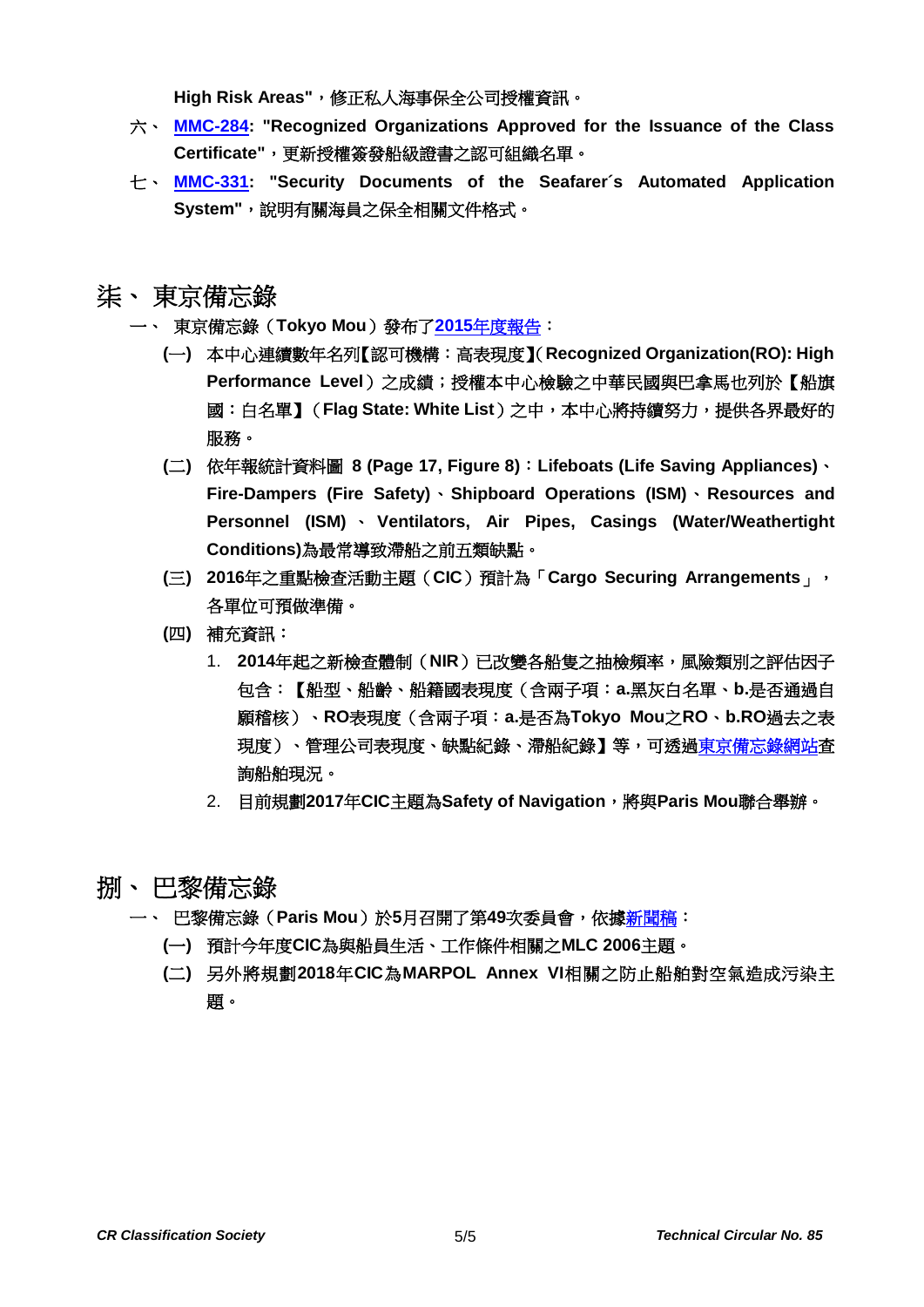**High Risk Areas"，修正私人海事保全公司授權資訊。**

六、 **[MMC-284](): "Recognized Organizations Approved for the Issuance of the Class Certificate"，更新授權簽發船級證書之認可組織名單。**

七、 **[MMC-331](): "Security Documents of the Seafarer´s Automated Application System"，說明有關海員之保全相關文件格式。**

# 柒、 東京備忘錄

一、 東京備忘錄（**Tokyo Mou**）發布了**2015年度報告**：

**(一)** 本中心連續數年名列【認可機構：高表現度】(**Recognized Organization(RO): High Performance Level**）之成績；授權本中心檢驗之中華民國與巴拿馬也列於【船旗國：白名單】（**Flag State: White List**）之中，本中心將持續努力，提供各界最好的服務。

**(二)** 依年報統計資料圖 **8 (Page 17, Figure 8)：Lifeboats (Life Saving Appliances)、Fire-Dampers (Fire Safety)、Shipboard Operations (ISM)、Resources and Personnel (ISM)、Ventilators, Air Pipes, Casings (Water/Weathertight Conditions)**為最常導致滯船之前五類缺點。

**(三)** **2016**年之重點檢查活動主題（**CIC**）預計為「**Cargo Securing Arrangements**」，各單位可預做準備。

**(四)** 補充資訊：

1. **2014**年起之新檢查體制（**NIR**）已改變各船隻之抽檢頻率，風險類別之評估因子包含：【船型、船齡、船籍國表現度（含兩子項：**a.**黑灰白名單、**b.**是否通過自願稽核）、**RO**表現度（含兩子項：**a.**是否為**Tokyo Mou**之**RO**、**b.RO**過去之表現度）、管理公司表現度、缺點紀錄、滯船紀錄】等，可透過[東京備忘錄網站]()查詢船舶現況。
2. 目前規劃**2017**年**CIC**主題為**Safety of Navigation**，將與**Paris Mou**聯合舉辦。

# 捌、 巴黎備忘錄

一、 巴黎備忘錄（**Paris Mou**）於**5**月召開了第**49**次委員會，依據[新聞稿]()：

**(一)** 預計今年度**CIC**為與船員生活、工作條件相關之**MLC 2006**主題。

**(二)** 另外將規劃**2018**年**CIC**為**MARPOL Annex VI**相關之防止船舶對空氣造成污染主題。